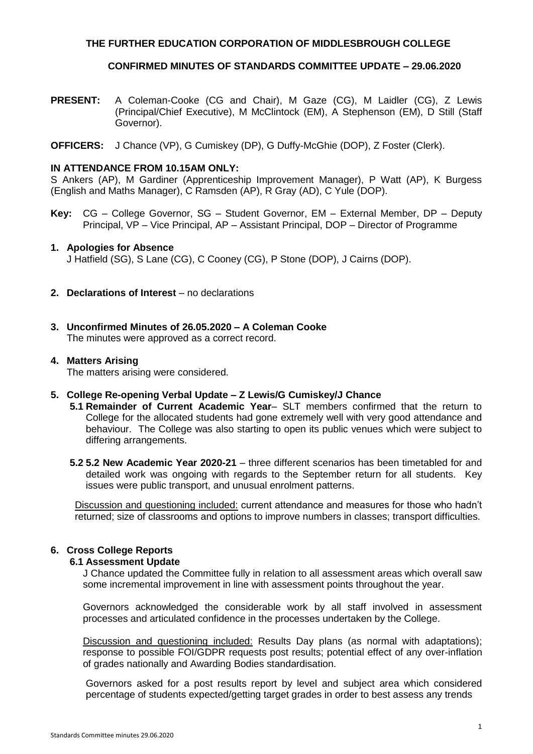**THE FURTHER EDUCATION CORPORATION OF MIDDLESBROUGH COLLEGE**

**CONFIRMED MINUTES OF STANDARDS COMMITTEE UPDATE – 29.06.2020**

**PRESENT:** A Coleman-Cooke (CG and Chair), M Gaze (CG), M Laidler (CG), Z Lewis (Principal/Chief Executive), M McClintock (EM), A Stephenson (EM), D Still (Staff Governor).

**OFFICERS:** J Chance (VP), G Cumiskey (DP), G Duffy-McGhie (DOP), Z Foster (Clerk).

**IN ATTENDANCE FROM 10.15AM ONLY:**

S Ankers (AP), M Gardiner (Apprenticeship Improvement Manager), P Watt (AP), K Burgess (English and Maths Manager), C Ramsden (AP), R Gray (AD), C Yule (DOP).

**Key:** CG – College Governor, SG – Student Governor, EM – External Member, DP – Deputy Principal, VP – Vice Principal, AP – Assistant Principal, DOP – Director of Programme

**1. Apologies for Absence**

J Hatfield (SG), S Lane (CG), C Cooney (CG), P Stone (DOP), J Cairns (DOP).

**2. Declarations of Interest** – no declarations

**3. Unconfirmed Minutes of 26.05.2020 – A Coleman Cooke**

The minutes were approved as a correct record.

**4. Matters Arising**

The matters arising were considered.

**5. College Re-opening Verbal Update – Z Lewis/G Cumiskey/J Chance**

**5.1 Remainder of Current Academic Year**– SLT members confirmed that the return to College for the allocated students had gone extremely well with very good attendance and behaviour. The College was also starting to open its public venues which were subject to differing arrangements.

**5.2 5.2 New Academic Year 2020-21** – three different scenarios has been timetabled for and detailed work was ongoing with regards to the September return for all students. Key issues were public transport, and unusual enrolment patterns.

<u>Discussion and questioning included:</u> current attendance and measures for those who hadn't returned; size of classrooms and options to improve numbers in classes; transport difficulties.

**6. Cross College Reports**

**6.1 Assessment Update**

J Chance updated the Committee fully in relation to all assessment areas which overall saw some incremental improvement in line with assessment points throughout the year.

Governors acknowledged the considerable work by all staff involved in assessment processes and articulated confidence in the processes undertaken by the College.

<u>Discussion and questioning included:</u> Results Day plans (as normal with adaptations); response to possible FOI/GDPR requests post results; potential effect of any over-inflation of grades nationally and Awarding Bodies standardisation.

Governors asked for a post results report by level and subject area which considered percentage of students expected/getting target grades in order to best assess any trends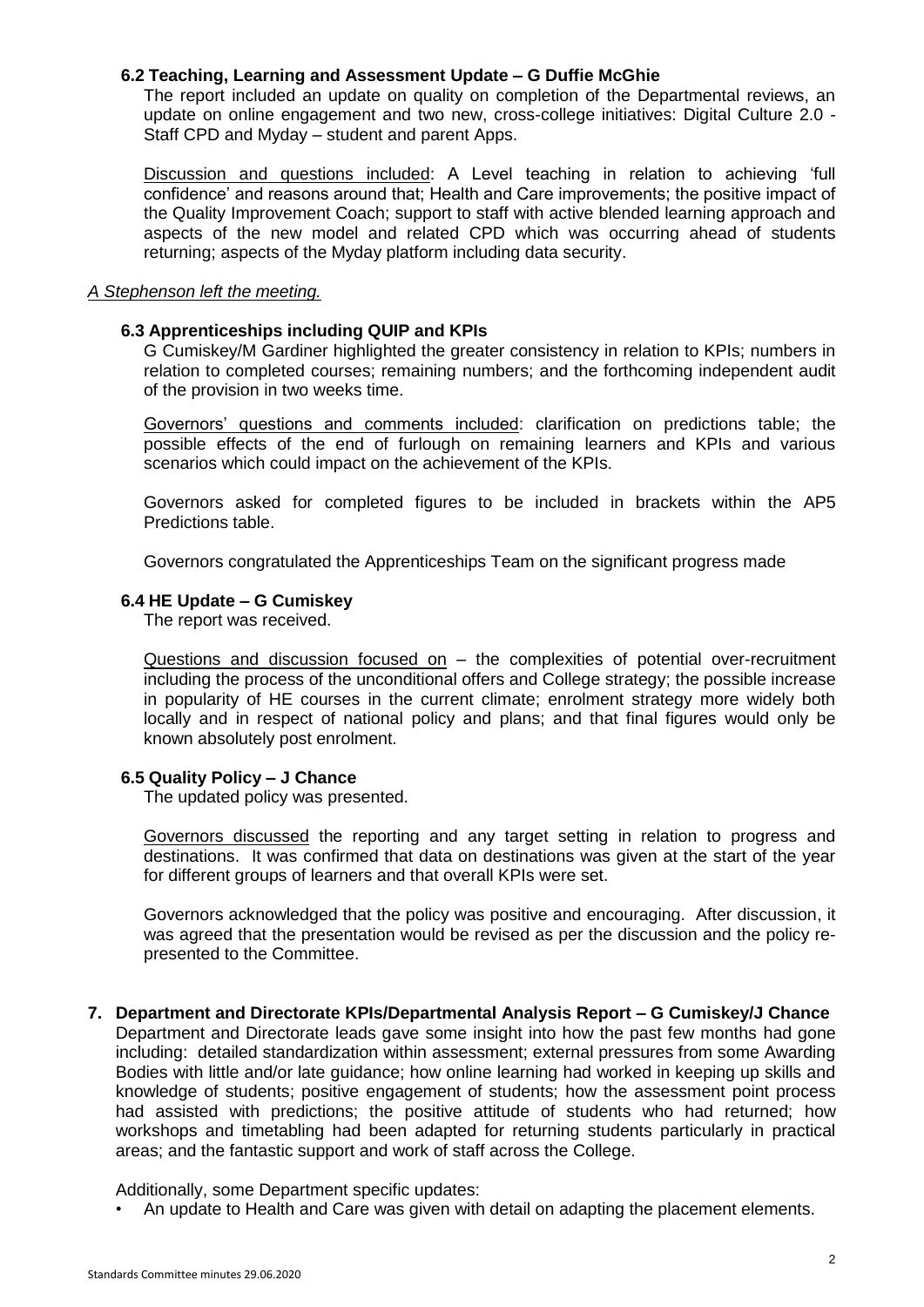### 6.2 Teaching, Learning and Assessment Update – G Duffie McGhie

The report included an update on quality on completion of the Departmental reviews, an update on online engagement and two new, cross-college initiatives: Digital Culture 2.0 - Staff CPD and Myday – student and parent Apps.

Discussion and questions included: A Level teaching in relation to achieving 'full confidence' and reasons around that; Health and Care improvements; the positive impact of the Quality Improvement Coach; support to staff with active blended learning approach and aspects of the new model and related CPD which was occurring ahead of students returning; aspects of the Myday platform including data security.

*A Stephenson left the meeting.*

### 6.3 Apprenticeships including QUIP and KPIs

G Cumiskey/M Gardiner highlighted the greater consistency in relation to KPIs; numbers in relation to completed courses; remaining numbers; and the forthcoming independent audit of the provision in two weeks time.

Governors' questions and comments included: clarification on predictions table; the possible effects of the end of furlough on remaining learners and KPIs and various scenarios which could impact on the achievement of the KPIs.

Governors asked for completed figures to be included in brackets within the AP5 Predictions table.

Governors congratulated the Apprenticeships Team on the significant progress made

### 6.4 HE Update – G Cumiskey

The report was received.

Questions and discussion focused on – the complexities of potential over-recruitment including the process of the unconditional offers and College strategy; the possible increase in popularity of HE courses in the current climate; enrolment strategy more widely both locally and in respect of national policy and plans; and that final figures would only be known absolutely post enrolment.

### 6.5 Quality Policy – J Chance

The updated policy was presented.

Governors discussed the reporting and any target setting in relation to progress and destinations. It was confirmed that data on destinations was given at the start of the year for different groups of learners and that overall KPIs were set.

Governors acknowledged that the policy was positive and encouraging. After discussion, it was agreed that the presentation would be revised as per the discussion and the policy re-presented to the Committee.

## 7. Department and Directorate KPIs/Departmental Analysis Report – G Cumiskey/J Chance

Department and Directorate leads gave some insight into how the past few months had gone including: detailed standardization within assessment; external pressures from some Awarding Bodies with little and/or late guidance; how online learning had worked in keeping up skills and knowledge of students; positive engagement of students; how the assessment point process had assisted with predictions; the positive attitude of students who had returned; how workshops and timetabling had been adapted for returning students particularly in practical areas; and the fantastic support and work of staff across the College.

Additionally, some Department specific updates:

- An update to Health and Care was given with detail on adapting the placement elements.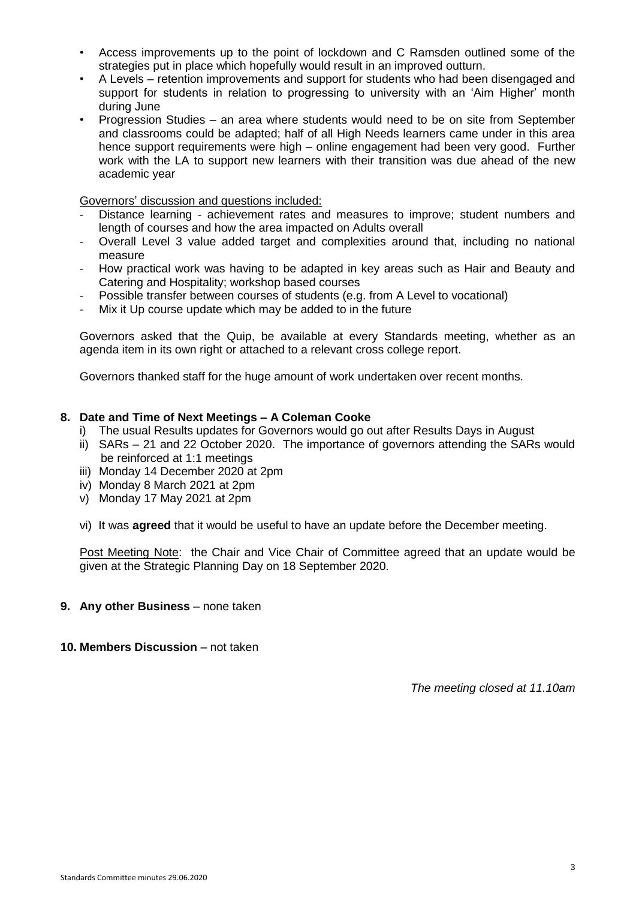- Access improvements up to the point of lockdown and C Ramsden outlined some of the strategies put in place which hopefully would result in an improved outturn.
- A Levels – retention improvements and support for students who had been disengaged and support for students in relation to progressing to university with an 'Aim Higher' month during June
- Progression Studies – an area where students would need to be on site from September and classrooms could be adapted; half of all High Needs learners came under in this area hence support requirements were high – online engagement had been very good. Further work with the LA to support new learners with their transition was due ahead of the new academic year

Governors' discussion and questions included:

- Distance learning - achievement rates and measures to improve; student numbers and length of courses and how the area impacted on Adults overall
- Overall Level 3 value added target and complexities around that, including no national measure
- How practical work was having to be adapted in key areas such as Hair and Beauty and Catering and Hospitality; workshop based courses
- Possible transfer between courses of students (e.g. from A Level to vocational)
- Mix it Up course update which may be added to in the future

Governors asked that the Quip, be available at every Standards meeting, whether as an agenda item in its own right or attached to a relevant cross college report.

Governors thanked staff for the huge amount of work undertaken over recent months.

**8. Date and Time of Next Meetings – A Coleman Cooke**

i) The usual Results updates for Governors would go out after Results Days in August
ii) SARs – 21 and 22 October 2020. The importance of governors attending the SARs would be reinforced at 1:1 meetings
iii) Monday 14 December 2020 at 2pm
iv) Monday 8 March 2021 at 2pm
v) Monday 17 May 2021 at 2pm

vi) It was **agreed** that it would be useful to have an update before the December meeting.

Post Meeting Note: the Chair and Vice Chair of Committee agreed that an update would be given at the Strategic Planning Day on 18 September 2020.

**9. Any other Business** – none taken

**10. Members Discussion** – not taken

*The meeting closed at 11.10am*